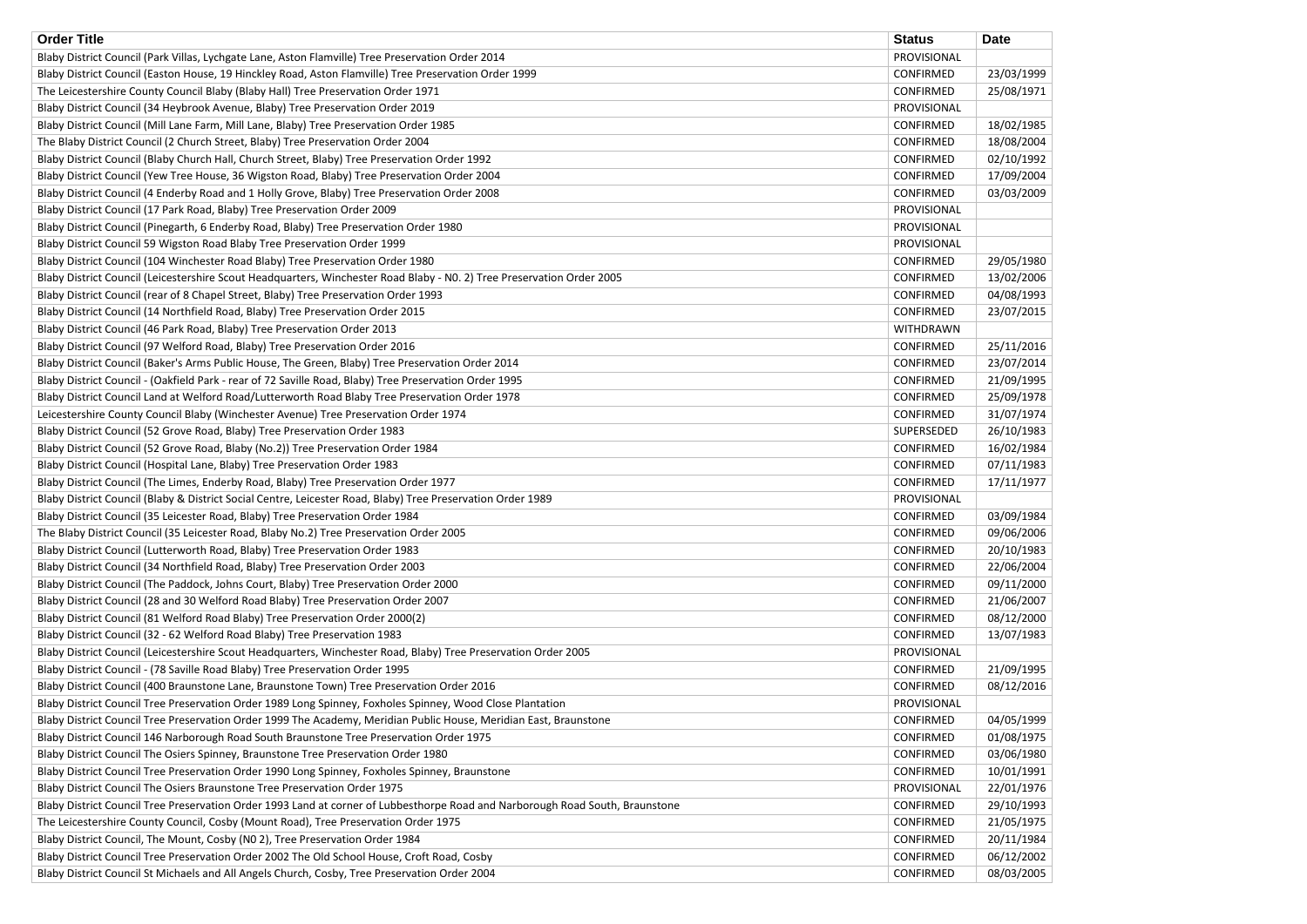| Order Title | Status | Date |
|---|---|---|
| Blaby District Council (Park Villas, Lychgate Lane, Aston Flamville) Tree Preservation Order 2014 | PROVISIONAL | |
| Blaby District Council (Easton House, 19 Hinckley Road, Aston Flamville) Tree Preservation Order 1999 | CONFIRMED | 23/03/1999 |
| The Leicestershire County Council Blaby (Blaby Hall) Tree Preservation Order 1971 | CONFIRMED | 25/08/1971 |
| Blaby District Council (34 Heybrook Avenue, Blaby) Tree Preservation Order 2019 | PROVISIONAL | |
| Blaby District Council (Mill Lane Farm, Mill Lane, Blaby) Tree Preservation Order 1985 | CONFIRMED | 18/02/1985 |
| The Blaby District Council (2 Church Street, Blaby) Tree Preservation Order 2004 | CONFIRMED | 18/08/2004 |
| Blaby District Council (Blaby Church Hall, Church Street, Blaby) Tree Preservation Order 1992 | CONFIRMED | 02/10/1992 |
| Blaby District Council (Yew Tree House, 36 Wigston Road, Blaby) Tree Preservation Order 2004 | CONFIRMED | 17/09/2004 |
| Blaby District Council (4 Enderby Road and 1 Holly Grove, Blaby) Tree Preservation Order 2008 | CONFIRMED | 03/03/2009 |
| Blaby District Council (17 Park Road, Blaby) Tree Preservation Order 2009 | PROVISIONAL | |
| Blaby District Council (Pinegarth, 6 Enderby Road, Blaby) Tree Preservation Order 1980 | PROVISIONAL | |
| Blaby District Council 59 Wigston Road Blaby Tree Preservation Order 1999 | PROVISIONAL | |
| Blaby District Council (104 Winchester Road Blaby) Tree Preservation Order 1980 | CONFIRMED | 29/05/1980 |
| Blaby District Council (Leicestershire Scout Headquarters, Winchester Road Blaby - N0. 2) Tree Preservation Order 2005 | CONFIRMED | 13/02/2006 |
| Blaby District Council (rear of 8 Chapel Street, Blaby) Tree Preservation Order 1993 | CONFIRMED | 04/08/1993 |
| Blaby District Council (14 Northfield Road, Blaby) Tree Preservation Order 2015 | CONFIRMED | 23/07/2015 |
| Blaby District Council (46 Park Road, Blaby) Tree Preservation Order 2013 | WITHDRAWN | |
| Blaby District Council (97 Welford Road, Blaby) Tree Preservation Order 2016 | CONFIRMED | 25/11/2016 |
| Blaby District Council (Baker's Arms Public House, The Green, Blaby) Tree Preservation Order 2014 | CONFIRMED | 23/07/2014 |
| Blaby District Council - (Oakfield Park - rear of 72 Saville Road, Blaby) Tree Preservation Order 1995 | CONFIRMED | 21/09/1995 |
| Blaby District Council Land at Welford Road/Lutterworth Road Blaby Tree Preservation Order 1978 | CONFIRMED | 25/09/1978 |
| Leicestershire County Council Blaby (Winchester Avenue) Tree Preservation Order 1974 | CONFIRMED | 31/07/1974 |
| Blaby District Council (52 Grove Road, Blaby) Tree Preservation Order 1983 | SUPERSEDED | 26/10/1983 |
| Blaby District Council (52 Grove Road, Blaby (No.2)) Tree Preservation Order 1984 | CONFIRMED | 16/02/1984 |
| Blaby District Council (Hospital Lane, Blaby) Tree Preservation Order 1983 | CONFIRMED | 07/11/1983 |
| Blaby District Council (The Limes, Enderby Road, Blaby) Tree Preservation Order 1977 | CONFIRMED | 17/11/1977 |
| Blaby District Council (Blaby & District Social Centre, Leicester Road, Blaby) Tree Preservation Order 1989 | PROVISIONAL | |
| Blaby District Council (35 Leicester Road, Blaby) Tree Preservation Order 1984 | CONFIRMED | 03/09/1984 |
| The Blaby District Council (35 Leicester Road, Blaby No.2) Tree Preservation Order 2005 | CONFIRMED | 09/06/2006 |
| Blaby District Council (Lutterworth Road, Blaby) Tree Preservation Order 1983 | CONFIRMED | 20/10/1983 |
| Blaby District Council (34 Northfield Road, Blaby) Tree Preservation Order 2003 | CONFIRMED | 22/06/2004 |
| Blaby District Council (The Paddock, Johns Court, Blaby) Tree Preservation Order 2000 | CONFIRMED | 09/11/2000 |
| Blaby District Council (28 and 30 Welford Road Blaby) Tree Preservation Order 2007 | CONFIRMED | 21/06/2007 |
| Blaby District Council (81 Welford Road Blaby) Tree Preservation Order 2000(2) | CONFIRMED | 08/12/2000 |
| Blaby District Council (32 - 62 Welford Road Blaby) Tree Preservation 1983 | CONFIRMED | 13/07/1983 |
| Blaby District Council (Leicestershire Scout Headquarters, Winchester Road, Blaby) Tree Preservation Order 2005 | PROVISIONAL | |
| Blaby District Council - (78 Saville Road Blaby) Tree Preservation Order 1995 | CONFIRMED | 21/09/1995 |
| Blaby District Council (400 Braunstone Lane, Braunstone Town) Tree Preservation Order 2016 | CONFIRMED | 08/12/2016 |
| Blaby District Council Tree Preservation Order 1989 Long Spinney, Foxholes Spinney, Wood Close Plantation | PROVISIONAL | |
| Blaby District Council Tree Preservation Order 1999 The Academy, Meridian Public House, Meridian East, Braunstone | CONFIRMED | 04/05/1999 |
| Blaby District Council 146 Narborough Road South Braunstone Tree Preservation Order 1975 | CONFIRMED | 01/08/1975 |
| Blaby District Council The Osiers Spinney, Braunstone Tree Preservation Order 1980 | CONFIRMED | 03/06/1980 |
| Blaby District Council Tree Preservation Order 1990 Long Spinney, Foxholes Spinney, Braunstone | CONFIRMED | 10/01/1991 |
| Blaby District Council The Osiers Braunstone Tree Preservation Order 1975 | PROVISIONAL | 22/01/1976 |
| Blaby District Council Tree Preservation Order 1993 Land at corner of Lubbesthorpe Road and Narborough Road South, Braunstone | CONFIRMED | 29/10/1993 |
| The Leicestershire County Council, Cosby (Mount Road), Tree Preservation Order 1975 | CONFIRMED | 21/05/1975 |
| Blaby District Council, The Mount, Cosby (N0 2), Tree Preservation Order 1984 | CONFIRMED | 20/11/1984 |
| Blaby District Council Tree Preservation Order 2002 The Old School House, Croft Road, Cosby | CONFIRMED | 06/12/2002 |
| Blaby District Council St Michaels and All Angels Church, Cosby, Tree Preservation Order 2004 | CONFIRMED | 08/03/2005 |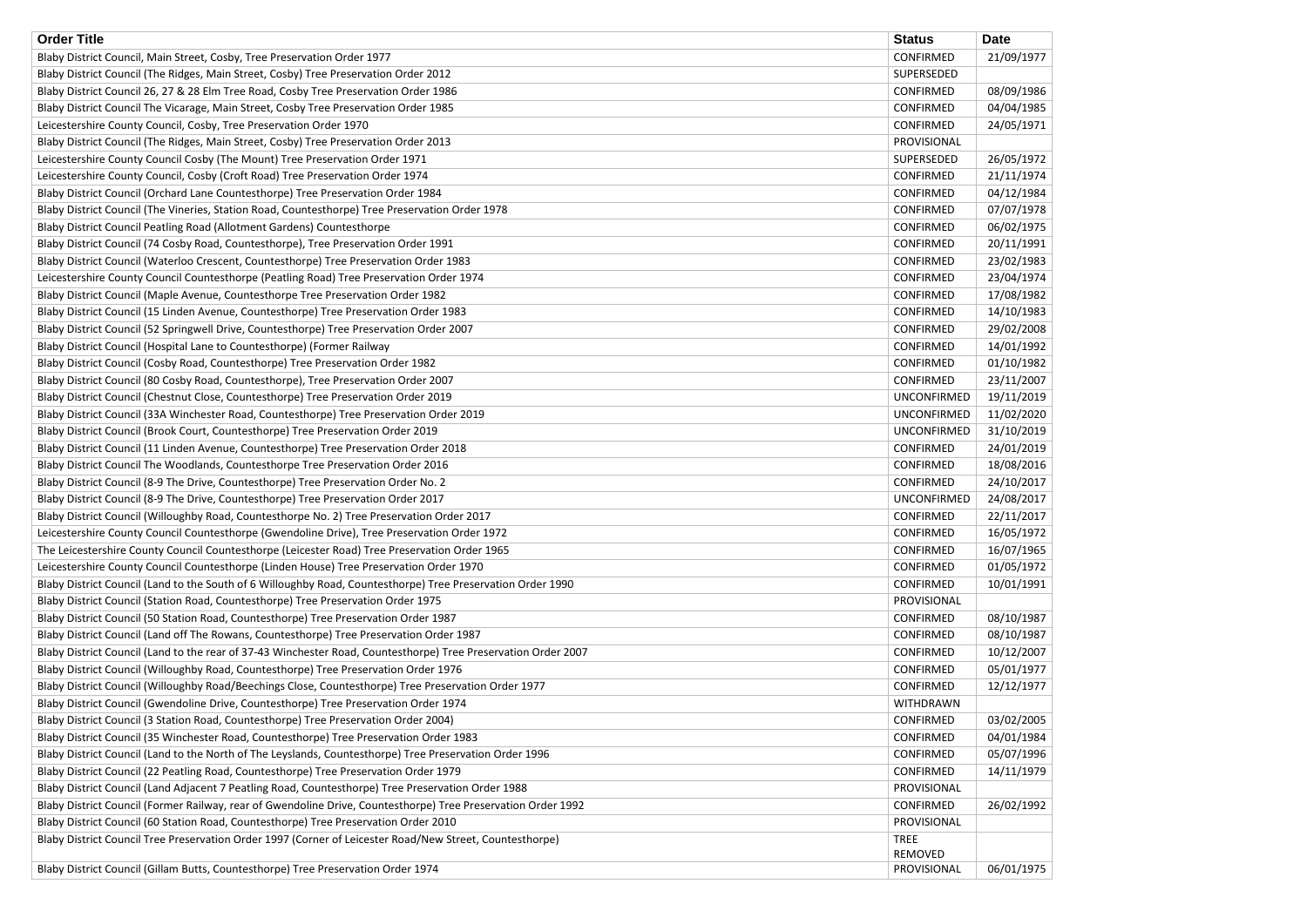| Order Title | Status | Date |
| --- | --- | --- |
| Blaby District Council, Main Street, Cosby, Tree Preservation Order 1977 | CONFIRMED | 21/09/1977 |
| Blaby District Council (The Ridges, Main Street, Cosby) Tree Preservation Order 2012 | SUPERSEDED | |
| Blaby District Council 26, 27 & 28 Elm Tree Road, Cosby Tree Preservation Order 1986 | CONFIRMED | 08/09/1986 |
| Blaby District Council The Vicarage, Main Street, Cosby Tree Preservation Order 1985 | CONFIRMED | 04/04/1985 |
| Leicestershire County Council, Cosby, Tree Preservation Order 1970 | CONFIRMED | 24/05/1971 |
| Blaby District Council (The Ridges, Main Street, Cosby) Tree Preservation Order 2013 | PROVISIONAL | |
| Leicestershire County Council Cosby (The Mount) Tree Preservation Order 1971 | SUPERSEDED | 26/05/1972 |
| Leicestershire County Council, Cosby (Croft Road) Tree Preservation Order 1974 | CONFIRMED | 21/11/1974 |
| Blaby District Council (Orchard Lane Countesthorpe) Tree Preservation Order 1984 | CONFIRMED | 04/12/1984 |
| Blaby District Council (The Vineries, Station Road, Countesthorpe) Tree Preservation Order 1978 | CONFIRMED | 07/07/1978 |
| Blaby District Council Peatling Road (Allotment Gardens) Countesthorpe | CONFIRMED | 06/02/1975 |
| Blaby District Council (74 Cosby Road, Countesthorpe), Tree Preservation Order 1991 | CONFIRMED | 20/11/1991 |
| Blaby District Council (Waterloo Crescent, Countesthorpe) Tree Preservation Order 1983 | CONFIRMED | 23/02/1983 |
| Leicestershire County Council Countesthorpe (Peatling Road) Tree Preservation Order 1974 | CONFIRMED | 23/04/1974 |
| Blaby District Council (Maple Avenue, Countesthorpe Tree Preservation Order 1982 | CONFIRMED | 17/08/1982 |
| Blaby District Council (15 Linden Avenue, Countesthorpe) Tree Preservation Order 1983 | CONFIRMED | 14/10/1983 |
| Blaby District Council (52 Springwell Drive, Countesthorpe) Tree Preservation Order 2007 | CONFIRMED | 29/02/2008 |
| Blaby District Council (Hospital Lane to Countesthorpe) (Former Railway | CONFIRMED | 14/01/1992 |
| Blaby District Council (Cosby Road, Countesthorpe) Tree Preservation Order 1982 | CONFIRMED | 01/10/1982 |
| Blaby District Council (80 Cosby Road, Countesthorpe), Tree Preservation Order 2007 | CONFIRMED | 23/11/2007 |
| Blaby District Council (Chestnut Close, Countesthorpe) Tree Preservation Order 2019 | UNCONFIRMED | 19/11/2019 |
| Blaby District Council (33A Winchester Road, Countesthorpe) Tree Preservation Order 2019 | UNCONFIRMED | 11/02/2020 |
| Blaby District Council (Brook Court, Countesthorpe) Tree Preservation Order 2019 | UNCONFIRMED | 31/10/2019 |
| Blaby District Council (11 Linden Avenue, Countesthorpe) Tree Preservation Order 2018 | CONFIRMED | 24/01/2019 |
| Blaby District Council The Woodlands, Countesthorpe Tree Preservation Order 2016 | CONFIRMED | 18/08/2016 |
| Blaby District Council (8-9 The Drive, Countesthorpe) Tree Preservation Order No. 2 | CONFIRMED | 24/10/2017 |
| Blaby District Council (8-9 The Drive, Countesthorpe) Tree Preservation Order 2017 | UNCONFIRMED | 24/08/2017 |
| Blaby District Council (Willoughby Road, Countesthorpe No. 2) Tree Preservation Order 2017 | CONFIRMED | 22/11/2017 |
| Leicestershire County Council Countesthorpe (Gwendoline Drive), Tree Preservation Order 1972 | CONFIRMED | 16/05/1972 |
| The Leicestershire County Council Countesthorpe (Leicester Road) Tree Preservation Order 1965 | CONFIRMED | 16/07/1965 |
| Leicestershire County Council Countesthorpe (Linden House) Tree Preservation Order 1970 | CONFIRMED | 01/05/1972 |
| Blaby District Council (Land to the South of 6 Willoughby Road, Countesthorpe) Tree Preservation Order 1990 | CONFIRMED | 10/01/1991 |
| Blaby District Council (Station Road, Countesthorpe) Tree Preservation Order 1975 | PROVISIONAL | |
| Blaby District Council (50 Station Road, Countesthorpe) Tree Preservation Order 1987 | CONFIRMED | 08/10/1987 |
| Blaby District Council (Land off The Rowans, Countesthorpe) Tree Preservation Order 1987 | CONFIRMED | 08/10/1987 |
| Blaby District Council (Land to the rear of 37-43 Winchester Road, Countesthorpe) Tree Preservation Order 2007 | CONFIRMED | 10/12/2007 |
| Blaby District Council (Willoughby Road, Countesthorpe) Tree Preservation Order 1976 | CONFIRMED | 05/01/1977 |
| Blaby District Council (Willoughby Road/Beechings Close, Countesthorpe) Tree Preservation Order 1977 | CONFIRMED | 12/12/1977 |
| Blaby District Council (Gwendoline Drive, Countesthorpe) Tree Preservation Order 1974 | WITHDRAWN | |
| Blaby District Council (3 Station Road, Countesthorpe) Tree Preservation Order 2004) | CONFIRMED | 03/02/2005 |
| Blaby District Council (35 Winchester Road, Countesthorpe) Tree Preservation Order 1983 | CONFIRMED | 04/01/1984 |
| Blaby District Council (Land to the North of The Leyslands, Countesthorpe) Tree Preservation Order 1996 | CONFIRMED | 05/07/1996 |
| Blaby District Council (22 Peatling Road, Countesthorpe) Tree Preservation Order 1979 | CONFIRMED | 14/11/1979 |
| Blaby District Council (Land Adjacent 7 Peatling Road, Countesthorpe) Tree Preservation Order 1988 | PROVISIONAL | |
| Blaby District Council (Former Railway, rear of Gwendoline Drive, Countesthorpe) Tree Preservation Order 1992 | CONFIRMED | 26/02/1992 |
| Blaby District Council (60 Station Road, Countesthorpe) Tree Preservation Order 2010 | PROVISIONAL | |
| Blaby District Council Tree Preservation Order 1997 (Corner of Leicester Road/New Street, Countesthorpe) | TREE REMOVED | |
| Blaby District Council (Gillam Butts, Countesthorpe) Tree Preservation Order 1974 | PROVISIONAL | 06/01/1975 |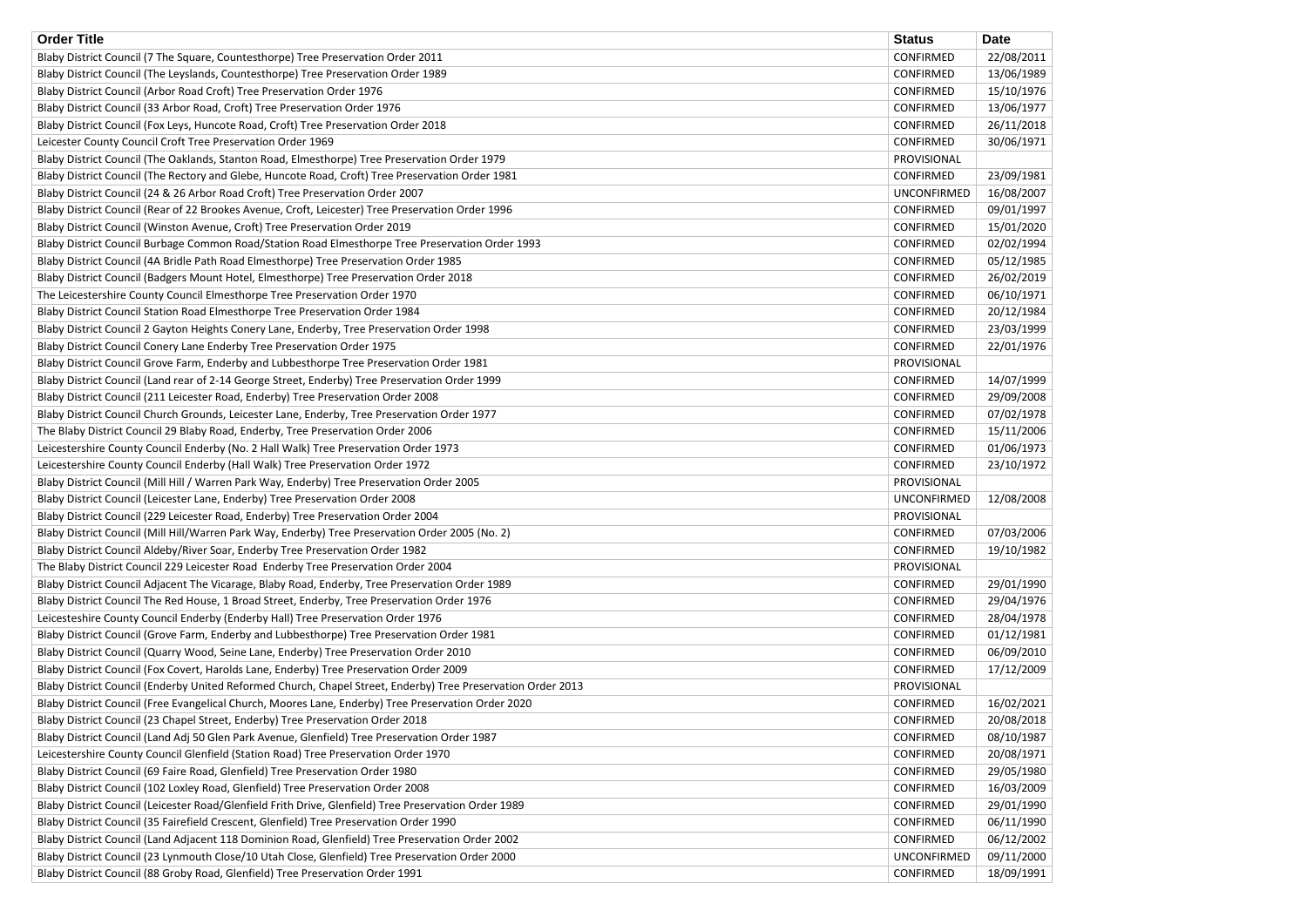| Order Title | Status | Date |
| --- | --- | --- |
| Blaby District Council (7 The Square, Countesthorpe) Tree Preservation Order 2011 | CONFIRMED | 22/08/2011 |
| Blaby District Council (The Leyslands, Countesthorpe) Tree Preservation Order 1989 | CONFIRMED | 13/06/1989 |
| Blaby District Council (Arbor Road Croft) Tree Preservation Order 1976 | CONFIRMED | 15/10/1976 |
| Blaby District Council (33 Arbor Road, Croft) Tree Preservation Order 1976 | CONFIRMED | 13/06/1977 |
| Blaby District Council (Fox Leys, Huncote Road, Croft) Tree Preservation Order 2018 | CONFIRMED | 26/11/2018 |
| Leicester County Council Croft Tree Preservation Order 1969 | CONFIRMED | 30/06/1971 |
| Blaby District Council (The Oaklands, Stanton Road, Elmesthorpe) Tree Preservation Order 1979 | PROVISIONAL | |
| Blaby District Council (The Rectory and Glebe, Huncote Road, Croft) Tree Preservation Order 1981 | CONFIRMED | 23/09/1981 |
| Blaby District Council (24 & 26 Arbor Road Croft) Tree Preservation Order 2007 | UNCONFIRMED | 16/08/2007 |
| Blaby District Council (Rear of 22 Brookes Avenue, Croft, Leicester) Tree Preservation Order 1996 | CONFIRMED | 09/01/1997 |
| Blaby District Council (Winston Avenue, Croft) Tree Preservation Order 2019 | CONFIRMED | 15/01/2020 |
| Blaby District Council Burbage Common Road/Station Road Elmesthorpe Tree Preservation Order 1993 | CONFIRMED | 02/02/1994 |
| Blaby District Council (4A Bridle Path Road Elmesthorpe) Tree Preservation Order 1985 | CONFIRMED | 05/12/1985 |
| Blaby District Council (Badgers Mount Hotel, Elmesthorpe) Tree Preservation Order 2018 | CONFIRMED | 26/02/2019 |
| The Leicestershire County Council Elmesthorpe Tree Preservation Order 1970 | CONFIRMED | 06/10/1971 |
| Blaby District Council Station Road Elmesthorpe Tree Preservation Order 1984 | CONFIRMED | 20/12/1984 |
| Blaby District Council 2 Gayton Heights Conery Lane, Enderby, Tree Preservation Order 1998 | CONFIRMED | 23/03/1999 |
| Blaby District Council Conery Lane Enderby Tree Preservation Order 1975 | CONFIRMED | 22/01/1976 |
| Blaby District Council Grove Farm, Enderby and Lubbesthorpe Tree Preservation Order 1981 | PROVISIONAL | |
| Blaby District Council (Land rear of 2-14 George Street, Enderby) Tree Preservation Order 1999 | CONFIRMED | 14/07/1999 |
| Blaby District Council (211 Leicester Road, Enderby) Tree Preservation Order 2008 | CONFIRMED | 29/09/2008 |
| Blaby District Council Church Grounds, Leicester Lane, Enderby, Tree Preservation Order 1977 | CONFIRMED | 07/02/1978 |
| The Blaby District Council 29 Blaby Road, Enderby, Tree Preservation Order 2006 | CONFIRMED | 15/11/2006 |
| Leicestershire County Council Enderby (No. 2 Hall Walk) Tree Preservation Order 1973 | CONFIRMED | 01/06/1973 |
| Leicestershire County Council Enderby (Hall Walk) Tree Preservation Order 1972 | CONFIRMED | 23/10/1972 |
| Blaby District Council (Mill Hill / Warren Park Way, Enderby) Tree Preservation Order 2005 | PROVISIONAL | |
| Blaby District Council (Leicester Lane, Enderby) Tree Preservation Order 2008 | UNCONFIRMED | 12/08/2008 |
| Blaby District Council (229 Leicester Road, Enderby) Tree Preservation Order 2004 | PROVISIONAL | |
| Blaby District Council (Mill Hill/Warren Park Way, Enderby) Tree Preservation Order 2005 (No. 2) | CONFIRMED | 07/03/2006 |
| Blaby District Council Aldeby/River Soar, Enderby Tree Preservation Order 1982 | CONFIRMED | 19/10/1982 |
| The Blaby District Council 229 Leicester Road Enderby Tree Preservation Order 2004 | PROVISIONAL | |
| Blaby District Council Adjacent The Vicarage, Blaby Road, Enderby, Tree Preservation Order 1989 | CONFIRMED | 29/01/1990 |
| Blaby District Council The Red House, 1 Broad Street, Enderby, Tree Preservation Order 1976 | CONFIRMED | 29/04/1976 |
| Leicesteshire County Council Enderby (Enderby Hall) Tree Preservation Order 1976 | CONFIRMED | 28/04/1978 |
| Blaby District Council (Grove Farm, Enderby and Lubbesthorpe) Tree Preservation Order 1981 | CONFIRMED | 01/12/1981 |
| Blaby District Council (Quarry Wood, Seine Lane, Enderby) Tree Preservation Order 2010 | CONFIRMED | 06/09/2010 |
| Blaby District Council (Fox Covert, Harolds Lane, Enderby) Tree Preservation Order 2009 | CONFIRMED | 17/12/2009 |
| Blaby District Council (Enderby United Reformed Church, Chapel Street, Enderby) Tree Preservation Order 2013 | PROVISIONAL | |
| Blaby District Council (Free Evangelical Church, Moores Lane, Enderby) Tree Preservation Order 2020 | CONFIRMED | 16/02/2021 |
| Blaby District Council (23 Chapel Street, Enderby) Tree Preservation Order 2018 | CONFIRMED | 20/08/2018 |
| Blaby District Council (Land Adj 50 Glen Park Avenue, Glenfield) Tree Preservation Order 1987 | CONFIRMED | 08/10/1987 |
| Leicestershire County Council Glenfield (Station Road) Tree Preservation Order 1970 | CONFIRMED | 20/08/1971 |
| Blaby District Council (69 Faire Road, Glenfield) Tree Preservation Order 1980 | CONFIRMED | 29/05/1980 |
| Blaby District Council (102 Loxley Road, Glenfield) Tree Preservation Order 2008 | CONFIRMED | 16/03/2009 |
| Blaby District Council (Leicester Road/Glenfield Frith Drive, Glenfield) Tree Preservation Order 1989 | CONFIRMED | 29/01/1990 |
| Blaby District Council (35 Fairefield Crescent, Glenfield) Tree Preservation Order 1990 | CONFIRMED | 06/11/1990 |
| Blaby District Council (Land Adjacent 118 Dominion Road, Glenfield) Tree Preservation Order 2002 | CONFIRMED | 06/12/2002 |
| Blaby District Council (23 Lynmouth Close/10 Utah Close, Glenfield) Tree Preservation Order 2000 | UNCONFIRMED | 09/11/2000 |
| Blaby District Council (88 Groby Road, Glenfield) Tree Preservation Order 1991 | CONFIRMED | 18/09/1991 |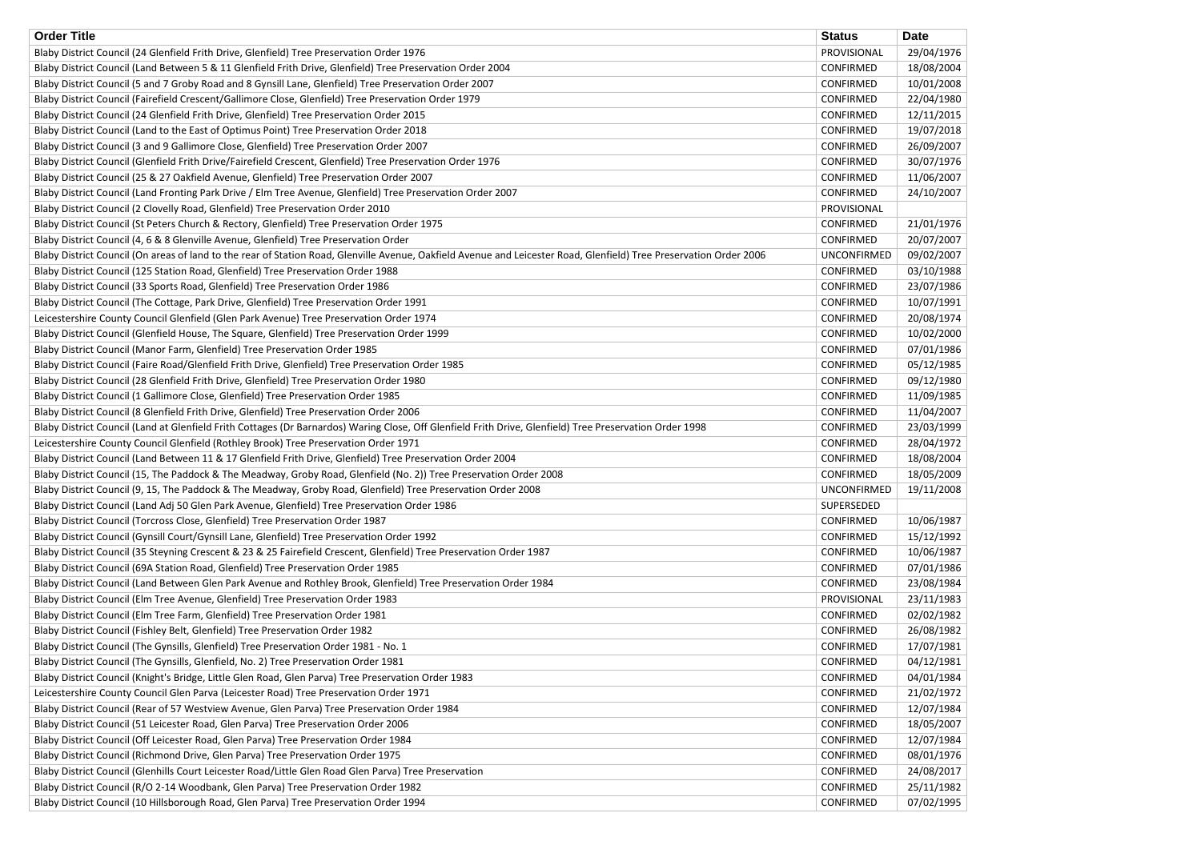| Order Title | Status | Date |
| --- | --- | --- |
| Blaby District Council (24 Glenfield Frith Drive, Glenfield) Tree Preservation Order 1976 | PROVISIONAL | 29/04/1976 |
| Blaby District Council (Land Between 5 & 11 Glenfield Frith Drive, Glenfield) Tree Preservation Order 2004 | CONFIRMED | 18/08/2004 |
| Blaby District Council (5 and 7 Groby Road and 8 Gynsill Lane, Glenfield) Tree Preservation Order 2007 | CONFIRMED | 10/01/2008 |
| Blaby District Council (Fairefield Crescent/Gallimore Close, Glenfield) Tree Preservation Order 1979 | CONFIRMED | 22/04/1980 |
| Blaby District Council (24 Glenfield Frith Drive, Glenfield) Tree Preservation Order 2015 | CONFIRMED | 12/11/2015 |
| Blaby District Council (Land to the East of Optimus Point) Tree Preservation Order 2018 | CONFIRMED | 19/07/2018 |
| Blaby District Council (3 and 9 Gallimore Close, Glenfield) Tree Preservation Order 2007 | CONFIRMED | 26/09/2007 |
| Blaby District Council (Glenfield Frith Drive/Fairefield Crescent, Glenfield) Tree Preservation Order 1976 | CONFIRMED | 30/07/1976 |
| Blaby District Council (25 & 27 Oakfield Avenue, Glenfield) Tree Preservation Order 2007 | CONFIRMED | 11/06/2007 |
| Blaby District Council (Land Fronting Park Drive / Elm Tree Avenue, Glenfield) Tree Preservation Order 2007 | CONFIRMED | 24/10/2007 |
| Blaby District Council (2 Clovelly Road, Glenfield) Tree Preservation Order 2010 | PROVISIONAL | |
| Blaby District Council (St Peters Church & Rectory, Glenfield) Tree Preservation Order 1975 | CONFIRMED | 21/01/1976 |
| Blaby District Council (4, 6 & 8 Glenville Avenue, Glenfield) Tree Preservation Order | CONFIRMED | 20/07/2007 |
| Blaby District Council (On areas of land to the rear of Station Road, Glenville Avenue, Oakfield Avenue and Leicester Road, Glenfield) Tree Preservation Order 2006 | UNCONFIRMED | 09/02/2007 |
| Blaby District Council (125 Station Road, Glenfield) Tree Preservation Order 1988 | CONFIRMED | 03/10/1988 |
| Blaby District Council (33 Sports Road, Glenfield) Tree Preservation Order 1986 | CONFIRMED | 23/07/1986 |
| Blaby District Council (The Cottage, Park Drive, Glenfield) Tree Preservation Order 1991 | CONFIRMED | 10/07/1991 |
| Leicestershire County Council Glenfield (Glen Park Avenue) Tree Preservation Order 1974 | CONFIRMED | 20/08/1974 |
| Blaby District Council (Glenfield House, The Square, Glenfield) Tree Preservation Order 1999 | CONFIRMED | 10/02/2000 |
| Blaby District Council (Manor Farm, Glenfield) Tree Preservation Order 1985 | CONFIRMED | 07/01/1986 |
| Blaby District Council (Faire Road/Glenfield Frith Drive, Glenfield) Tree Preservation Order 1985 | CONFIRMED | 05/12/1985 |
| Blaby District Council (28 Glenfield Frith Drive, Glenfield) Tree Preservation Order 1980 | CONFIRMED | 09/12/1980 |
| Blaby District Council (1 Gallimore Close, Glenfield) Tree Preservation Order 1985 | CONFIRMED | 11/09/1985 |
| Blaby District Council (8 Glenfield Frith Drive, Glenfield) Tree Preservation Order 2006 | CONFIRMED | 11/04/2007 |
| Blaby District Council (Land at Glenfield Frith Cottages (Dr Barnardos) Waring Close, Off Glenfield Frith Drive, Glenfield) Tree Preservation Order 1998 | CONFIRMED | 23/03/1999 |
| Leicestershire County Council Glenfield (Rothley Brook) Tree Preservation Order 1971 | CONFIRMED | 28/04/1972 |
| Blaby District Council (Land Between 11 & 17 Glenfield Frith Drive, Glenfield) Tree Preservation Order 2004 | CONFIRMED | 18/08/2004 |
| Blaby District Council (15, The Paddock & The Meadway, Groby Road, Glenfield (No. 2)) Tree Preservation Order 2008 | CONFIRMED | 18/05/2009 |
| Blaby District Council (9, 15, The Paddock & The Meadway, Groby Road, Glenfield) Tree Preservation Order 2008 | UNCONFIRMED | 19/11/2008 |
| Blaby District Council (Land Adj 50 Glen Park Avenue, Glenfield) Tree Preservation Order 1986 | SUPERSEDED | |
| Blaby District Council (Torcross Close, Glenfield) Tree Preservation Order 1987 | CONFIRMED | 10/06/1987 |
| Blaby District Council (Gynsill Court/Gynsill Lane, Glenfield) Tree Preservation Order 1992 | CONFIRMED | 15/12/1992 |
| Blaby District Council (35 Steyning Crescent & 23 & 25 Fairefield Crescent, Glenfield) Tree Preservation Order 1987 | CONFIRMED | 10/06/1987 |
| Blaby District Council (69A Station Road, Glenfield) Tree Preservation Order 1985 | CONFIRMED | 07/01/1986 |
| Blaby District Council (Land Between Glen Park Avenue and Rothley Brook, Glenfield) Tree Preservation Order 1984 | CONFIRMED | 23/08/1984 |
| Blaby District Council (Elm Tree Avenue, Glenfield) Tree Preservation Order 1983 | PROVISIONAL | 23/11/1983 |
| Blaby District Council (Elm Tree Farm, Glenfield) Tree Preservation Order 1981 | CONFIRMED | 02/02/1982 |
| Blaby District Council (Fishley Belt, Glenfield) Tree Preservation Order 1982 | CONFIRMED | 26/08/1982 |
| Blaby District Council (The Gynsills, Glenfield) Tree Preservation Order 1981 - No. 1 | CONFIRMED | 17/07/1981 |
| Blaby District Council (The Gynsills, Glenfield, No. 2) Tree Preservation Order 1981 | CONFIRMED | 04/12/1981 |
| Blaby District Council (Knight's Bridge, Little Glen Road, Glen Parva) Tree Preservation Order 1983 | CONFIRMED | 04/01/1984 |
| Leicestershire County Council Glen Parva (Leicester Road) Tree Preservation Order 1971 | CONFIRMED | 21/02/1972 |
| Blaby District Council (Rear of 57 Westview Avenue, Glen Parva) Tree Preservation Order 1984 | CONFIRMED | 12/07/1984 |
| Blaby District Council (51 Leicester Road, Glen Parva) Tree Preservation Order 2006 | CONFIRMED | 18/05/2007 |
| Blaby District Council (Off Leicester Road, Glen Parva) Tree Preservation Order 1984 | CONFIRMED | 12/07/1984 |
| Blaby District Council (Richmond Drive, Glen Parva) Tree Preservation Order 1975 | CONFIRMED | 08/01/1976 |
| Blaby District Council (Glenhills Court Leicester Road/Little Glen Road Glen Parva) Tree Preservation | CONFIRMED | 24/08/2017 |
| Blaby District Council (R/O 2-14 Woodbank, Glen Parva) Tree Preservation Order 1982 | CONFIRMED | 25/11/1982 |
| Blaby District Council (10 Hillsborough Road, Glen Parva) Tree Preservation Order 1994 | CONFIRMED | 07/02/1995 |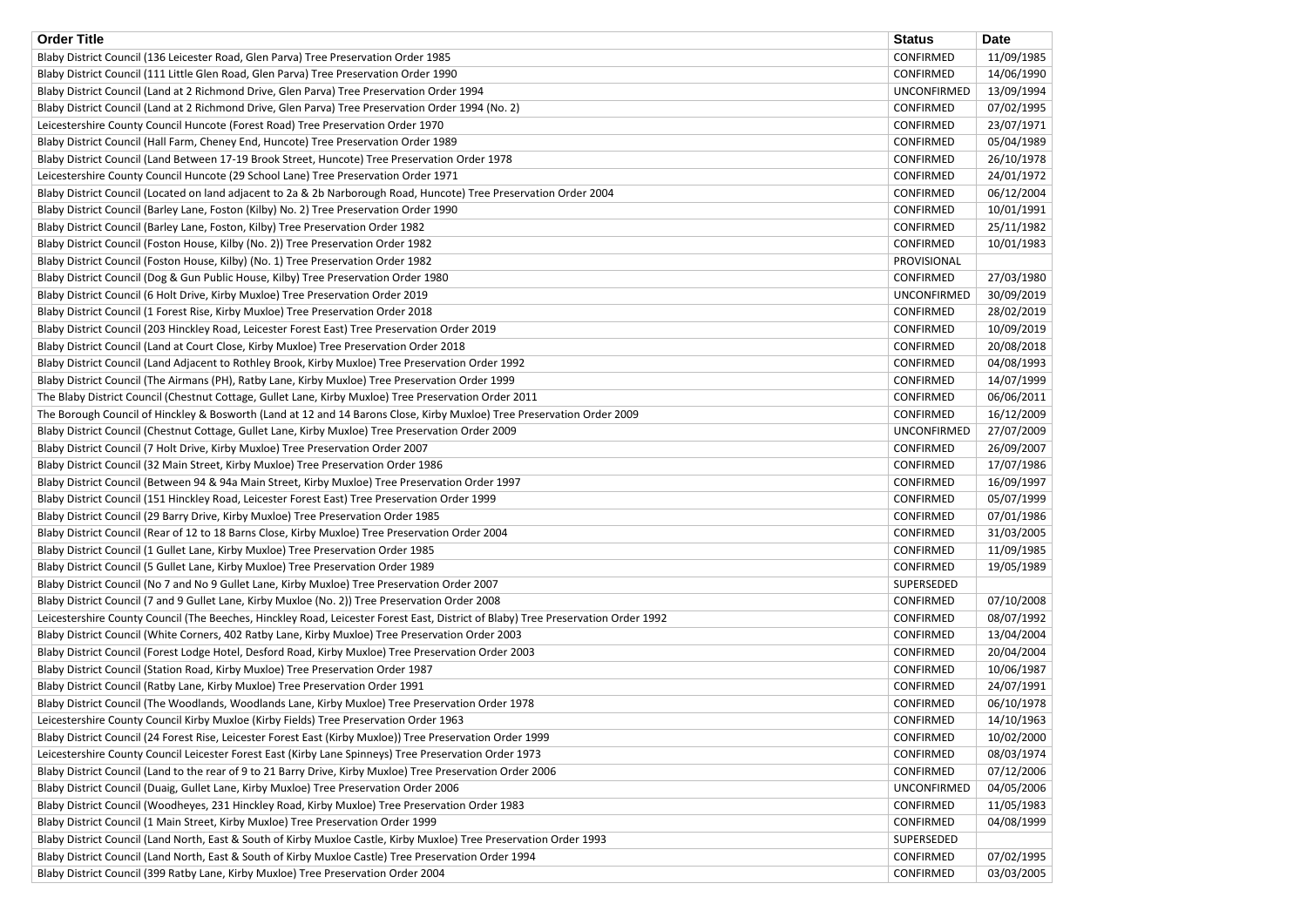| Order Title | Status | Date |
| --- | --- | --- |
| Blaby District Council (136 Leicester Road, Glen Parva) Tree Preservation Order 1985 | CONFIRMED | 11/09/1985 |
| Blaby District Council (111 Little Glen Road, Glen Parva) Tree Preservation Order 1990 | CONFIRMED | 14/06/1990 |
| Blaby District Council (Land at 2 Richmond Drive, Glen Parva) Tree Preservation Order 1994 | UNCONFIRMED | 13/09/1994 |
| Blaby District Council (Land at 2 Richmond Drive, Glen Parva) Tree Preservation Order 1994 (No. 2) | CONFIRMED | 07/02/1995 |
| Leicestershire County Council Huncote (Forest Road) Tree Preservation Order 1970 | CONFIRMED | 23/07/1971 |
| Blaby District Council (Hall Farm, Cheney End, Huncote) Tree Preservation Order 1989 | CONFIRMED | 05/04/1989 |
| Blaby District Council (Land Between 17-19 Brook Street, Huncote) Tree Preservation Order 1978 | CONFIRMED | 26/10/1978 |
| Leicestershire County Council Huncote (29 School Lane) Tree Preservation Order 1971 | CONFIRMED | 24/01/1972 |
| Blaby District Council (Located on land adjacent to 2a & 2b Narborough Road, Huncote) Tree Preservation Order 2004 | CONFIRMED | 06/12/2004 |
| Blaby District Council (Barley Lane, Foston (Kilby) No. 2) Tree Preservation Order 1990 | CONFIRMED | 10/01/1991 |
| Blaby District Council (Barley Lane, Foston, Kilby) Tree Preservation Order 1982 | CONFIRMED | 25/11/1982 |
| Blaby District Council (Foston House, Kilby (No. 2)) Tree Preservation Order 1982 | CONFIRMED | 10/01/1983 |
| Blaby District Council (Foston House, Kilby) (No. 1) Tree Preservation Order 1982 | PROVISIONAL | |
| Blaby District Council (Dog & Gun Public House, Kilby) Tree Preservation Order 1980 | CONFIRMED | 27/03/1980 |
| Blaby District Council (6 Holt Drive, Kirby Muxloe) Tree Preservation Order 2019 | UNCONFIRMED | 30/09/2019 |
| Blaby District Council (1 Forest Rise, Kirby Muxloe) Tree Preservation Order 2018 | CONFIRMED | 28/02/2019 |
| Blaby District Council (203 Hinckley Road, Leicester Forest East) Tree Preservation Order 2019 | CONFIRMED | 10/09/2019 |
| Blaby District Council (Land at Court Close, Kirby Muxloe) Tree Preservation Order 2018 | CONFIRMED | 20/08/2018 |
| Blaby District Council (Land Adjacent to Rothley Brook, Kirby Muxloe) Tree Preservation Order 1992 | CONFIRMED | 04/08/1993 |
| Blaby District Council (The Airmans (PH), Ratby Lane, Kirby Muxloe) Tree Preservation Order 1999 | CONFIRMED | 14/07/1999 |
| The Blaby District Council (Chestnut Cottage, Gullet Lane, Kirby Muxloe) Tree Preservation Order 2011 | CONFIRMED | 06/06/2011 |
| The Borough Council of Hinckley & Bosworth (Land at 12 and 14 Barons Close, Kirby Muxloe) Tree Preservation Order 2009 | CONFIRMED | 16/12/2009 |
| Blaby District Council (Chestnut Cottage, Gullet Lane, Kirby Muxloe) Tree Preservation Order 2009 | UNCONFIRMED | 27/07/2009 |
| Blaby District Council (7 Holt Drive, Kirby Muxloe) Tree Preservation Order 2007 | CONFIRMED | 26/09/2007 |
| Blaby District Council (32 Main Street, Kirby Muxloe) Tree Preservation Order 1986 | CONFIRMED | 17/07/1986 |
| Blaby District Council (Between 94 & 94a Main Street, Kirby Muxloe) Tree Preservation Order 1997 | CONFIRMED | 16/09/1997 |
| Blaby District Council (151 Hinckley Road, Leicester Forest East) Tree Preservation Order 1999 | CONFIRMED | 05/07/1999 |
| Blaby District Council (29 Barry Drive, Kirby Muxloe) Tree Preservation Order 1985 | CONFIRMED | 07/01/1986 |
| Blaby District Council (Rear of 12 to 18 Barns Close, Kirby Muxloe) Tree Preservation Order 2004 | CONFIRMED | 31/03/2005 |
| Blaby District Council (1 Gullet Lane, Kirby Muxloe) Tree Preservation Order 1985 | CONFIRMED | 11/09/1985 |
| Blaby District Council (5 Gullet Lane, Kirby Muxloe) Tree Preservation Order 1989 | CONFIRMED | 19/05/1989 |
| Blaby District Council (No 7 and No 9 Gullet Lane, Kirby Muxloe) Tree Preservation Order 2007 | SUPERSEDED | |
| Blaby District Council (7 and 9 Gullet Lane, Kirby Muxloe (No. 2)) Tree Preservation Order 2008 | CONFIRMED | 07/10/2008 |
| Leicestershire County Council (The Beeches, Hinckley Road, Leicester Forest East, District of Blaby) Tree Preservation Order 1992 | CONFIRMED | 08/07/1992 |
| Blaby District Council (White Corners, 402 Ratby Lane, Kirby Muxloe) Tree Preservation Order 2003 | CONFIRMED | 13/04/2004 |
| Blaby District Council (Forest Lodge Hotel, Desford Road, Kirby Muxloe) Tree Preservation Order 2003 | CONFIRMED | 20/04/2004 |
| Blaby District Council (Station Road, Kirby Muxloe) Tree Preservation Order 1987 | CONFIRMED | 10/06/1987 |
| Blaby District Council (Ratby Lane, Kirby Muxloe) Tree Preservation Order 1991 | CONFIRMED | 24/07/1991 |
| Blaby District Council (The Woodlands, Woodlands Lane, Kirby Muxloe) Tree Preservation Order 1978 | CONFIRMED | 06/10/1978 |
| Leicestershire County Council Kirby Muxloe (Kirby Fields) Tree Preservation Order 1963 | CONFIRMED | 14/10/1963 |
| Blaby District Council (24 Forest Rise, Leicester Forest East (Kirby Muxloe)) Tree Preservation Order 1999 | CONFIRMED | 10/02/2000 |
| Leicestershire County Council Leicester Forest East (Kirby Lane Spinneys) Tree Preservation Order 1973 | CONFIRMED | 08/03/1974 |
| Blaby District Council (Land to the rear of 9 to 21 Barry Drive, Kirby Muxloe) Tree Preservation Order 2006 | CONFIRMED | 07/12/2006 |
| Blaby District Council (Duaig, Gullet Lane, Kirby Muxloe) Tree Preservation Order 2006 | UNCONFIRMED | 04/05/2006 |
| Blaby District Council (Woodheyes, 231 Hinckley Road, Kirby Muxloe) Tree Preservation Order 1983 | CONFIRMED | 11/05/1983 |
| Blaby District Council (1 Main Street, Kirby Muxloe) Tree Preservation Order 1999 | CONFIRMED | 04/08/1999 |
| Blaby District Council (Land North, East & South of Kirby Muxloe Castle, Kirby Muxloe) Tree Preservation Order 1993 | SUPERSEDED | |
| Blaby District Council (Land North, East & South of Kirby Muxloe Castle) Tree Preservation Order 1994 | CONFIRMED | 07/02/1995 |
| Blaby District Council (399 Ratby Lane, Kirby Muxloe) Tree Preservation Order 2004 | CONFIRMED | 03/03/2005 |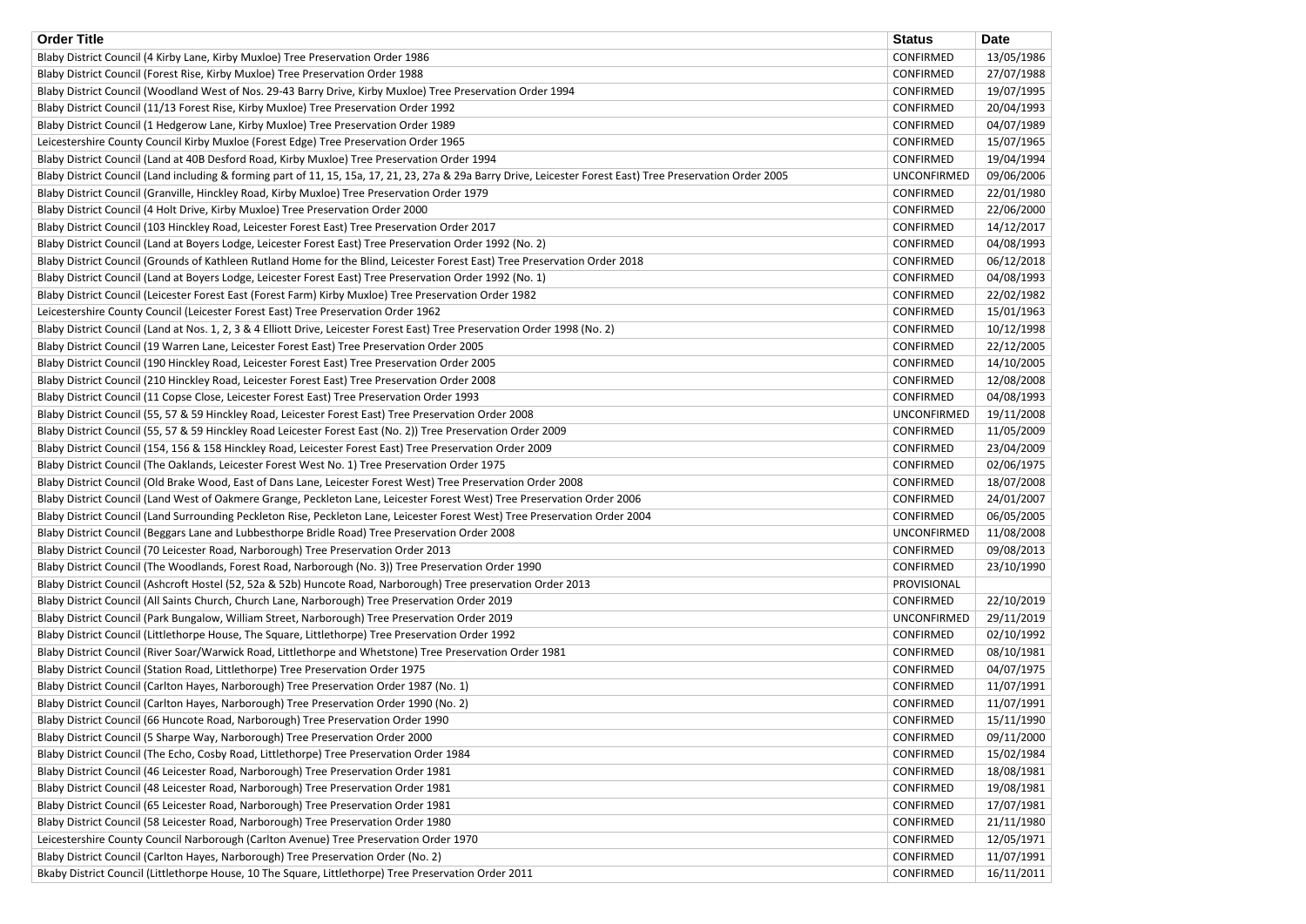| Order Title | Status | Date |
| --- | --- | --- |
| Blaby District Council (4 Kirby Lane, Kirby Muxloe) Tree Preservation Order 1986 | CONFIRMED | 13/05/1986 |
| Blaby District Council (Forest Rise, Kirby Muxloe) Tree Preservation Order 1988 | CONFIRMED | 27/07/1988 |
| Blaby District Council (Woodland West of Nos. 29-43 Barry Drive, Kirby Muxloe) Tree Preservation Order 1994 | CONFIRMED | 19/07/1995 |
| Blaby District Council (11/13 Forest Rise, Kirby Muxloe) Tree Preservation Order 1992 | CONFIRMED | 20/04/1993 |
| Blaby District Council (1 Hedgerow Lane, Kirby Muxloe) Tree Preservation Order 1989 | CONFIRMED | 04/07/1989 |
| Leicestershire County Council Kirby Muxloe (Forest Edge) Tree Preservation Order 1965 | CONFIRMED | 15/07/1965 |
| Blaby District Council (Land at 40B Desford Road, Kirby Muxloe) Tree Preservation Order 1994 | CONFIRMED | 19/04/1994 |
| Blaby District Council (Land including & forming part of 11, 15, 15a, 17, 21, 23, 27a & 29a Barry Drive, Leicester Forest East) Tree Preservation Order 2005 | UNCONFIRMED | 09/06/2006 |
| Blaby District Council (Granville, Hinckley Road, Kirby Muxloe) Tree Preservation Order 1979 | CONFIRMED | 22/01/1980 |
| Blaby District Council (4 Holt Drive, Kirby Muxloe) Tree Preservation Order 2000 | CONFIRMED | 22/06/2000 |
| Blaby District Council (103 Hinckley Road, Leicester Forest East) Tree Preservation Order 2017 | CONFIRMED | 14/12/2017 |
| Blaby District Council (Land at Boyers Lodge, Leicester Forest East) Tree Preservation Order 1992 (No. 2) | CONFIRMED | 04/08/1993 |
| Blaby District Council (Grounds of Kathleen Rutland Home for the Blind, Leicester Forest East) Tree Preservation Order 2018 | CONFIRMED | 06/12/2018 |
| Blaby District Council (Land at Boyers Lodge, Leicester Forest East) Tree Preservation Order 1992 (No. 1) | CONFIRMED | 04/08/1993 |
| Blaby District Council (Leicester Forest East (Forest Farm) Kirby Muxloe) Tree Preservation Order 1982 | CONFIRMED | 22/02/1982 |
| Leicestershire County Council (Leicester Forest East) Tree Preservation Order 1962 | CONFIRMED | 15/01/1963 |
| Blaby District Council (Land at Nos. 1, 2, 3 & 4 Elliott Drive, Leicester Forest East) Tree Preservation Order 1998 (No. 2) | CONFIRMED | 10/12/1998 |
| Blaby District Council (19 Warren Lane, Leicester Forest East) Tree Preservation Order 2005 | CONFIRMED | 22/12/2005 |
| Blaby District Council (190 Hinckley Road, Leicester Forest East) Tree Preservation Order 2005 | CONFIRMED | 14/10/2005 |
| Blaby District Council (210 Hinckley Road, Leicester Forest East) Tree Preservation Order 2008 | CONFIRMED | 12/08/2008 |
| Blaby District Council (11 Copse Close, Leicester Forest East) Tree Preservation Order 1993 | CONFIRMED | 04/08/1993 |
| Blaby District Council (55, 57 & 59 Hinckley Road, Leicester Forest East) Tree Preservation Order 2008 | UNCONFIRMED | 19/11/2008 |
| Blaby District Council (55, 57 & 59 Hinckley Road Leicester Forest East (No. 2)) Tree Preservation Order 2009 | CONFIRMED | 11/05/2009 |
| Blaby District Council (154, 156 & 158 Hinckley Road, Leicester Forest East) Tree Preservation Order 2009 | CONFIRMED | 23/04/2009 |
| Blaby District Council (The Oaklands, Leicester Forest West No. 1) Tree Preservation Order 1975 | CONFIRMED | 02/06/1975 |
| Blaby District Council (Old Brake Wood, East of Dans Lane, Leicester Forest West) Tree Preservation Order 2008 | CONFIRMED | 18/07/2008 |
| Blaby District Council (Land West of Oakmere Grange, Peckleton Lane, Leicester Forest West) Tree Preservation Order 2006 | CONFIRMED | 24/01/2007 |
| Blaby District Council (Land Surrounding Peckleton Rise, Peckleton Lane, Leicester Forest West) Tree Preservation Order 2004 | CONFIRMED | 06/05/2005 |
| Blaby District Council (Beggars Lane and Lubbesthorpe Bridle Road) Tree Preservation Order 2008 | UNCONFIRMED | 11/08/2008 |
| Blaby District Council (70 Leicester Road, Narborough) Tree Preservation Order 2013 | CONFIRMED | 09/08/2013 |
| Blaby District Council (The Woodlands, Forest Road, Narborough (No. 3)) Tree Preservation Order 1990 | CONFIRMED | 23/10/1990 |
| Blaby District Council (Ashcroft Hostel (52, 52a & 52b) Huncote Road, Narborough) Tree preservation Order 2013 | PROVISIONAL | |
| Blaby District Council (All Saints Church, Church Lane, Narborough) Tree Preservation Order 2019 | CONFIRMED | 22/10/2019 |
| Blaby District Council (Park Bungalow, William Street, Narborough) Tree Preservation Order 2019 | UNCONFIRMED | 29/11/2019 |
| Blaby District Council (Littlethorpe House, The Square, Littlethorpe) Tree Preservation Order 1992 | CONFIRMED | 02/10/1992 |
| Blaby District Council (River Soar/Warwick Road, Littlethorpe and Whetstone) Tree Preservation Order 1981 | CONFIRMED | 08/10/1981 |
| Blaby District Council (Station Road, Littlethorpe) Tree Preservation Order 1975 | CONFIRMED | 04/07/1975 |
| Blaby District Council (Carlton Hayes, Narborough) Tree Preservation Order 1987 (No. 1) | CONFIRMED | 11/07/1991 |
| Blaby District Council (Carlton Hayes, Narborough) Tree Preservation Order 1990 (No. 2) | CONFIRMED | 11/07/1991 |
| Blaby District Council (66 Huncote Road, Narborough) Tree Preservation Order 1990 | CONFIRMED | 15/11/1990 |
| Blaby District Council (5 Sharpe Way, Narborough) Tree Preservation Order 2000 | CONFIRMED | 09/11/2000 |
| Blaby District Council (The Echo, Cosby Road, Littlethorpe) Tree Preservation Order 1984 | CONFIRMED | 15/02/1984 |
| Blaby District Council (46 Leicester Road, Narborough) Tree Preservation Order 1981 | CONFIRMED | 18/08/1981 |
| Blaby District Council (48 Leicester Road, Narborough) Tree Preservation Order 1981 | CONFIRMED | 19/08/1981 |
| Blaby District Council (65 Leicester Road, Narborough) Tree Preservation Order 1981 | CONFIRMED | 17/07/1981 |
| Blaby District Council (58 Leicester Road, Narborough) Tree Preservation Order 1980 | CONFIRMED | 21/11/1980 |
| Leicestershire County Council Narborough (Carlton Avenue) Tree Preservation Order 1970 | CONFIRMED | 12/05/1971 |
| Blaby District Council (Carlton Hayes, Narborough) Tree Preservation Order (No. 2) | CONFIRMED | 11/07/1991 |
| Bkaby District Council (Littlethorpe House, 10 The Square, Littlethorpe) Tree Preservation Order 2011 | CONFIRMED | 16/11/2011 |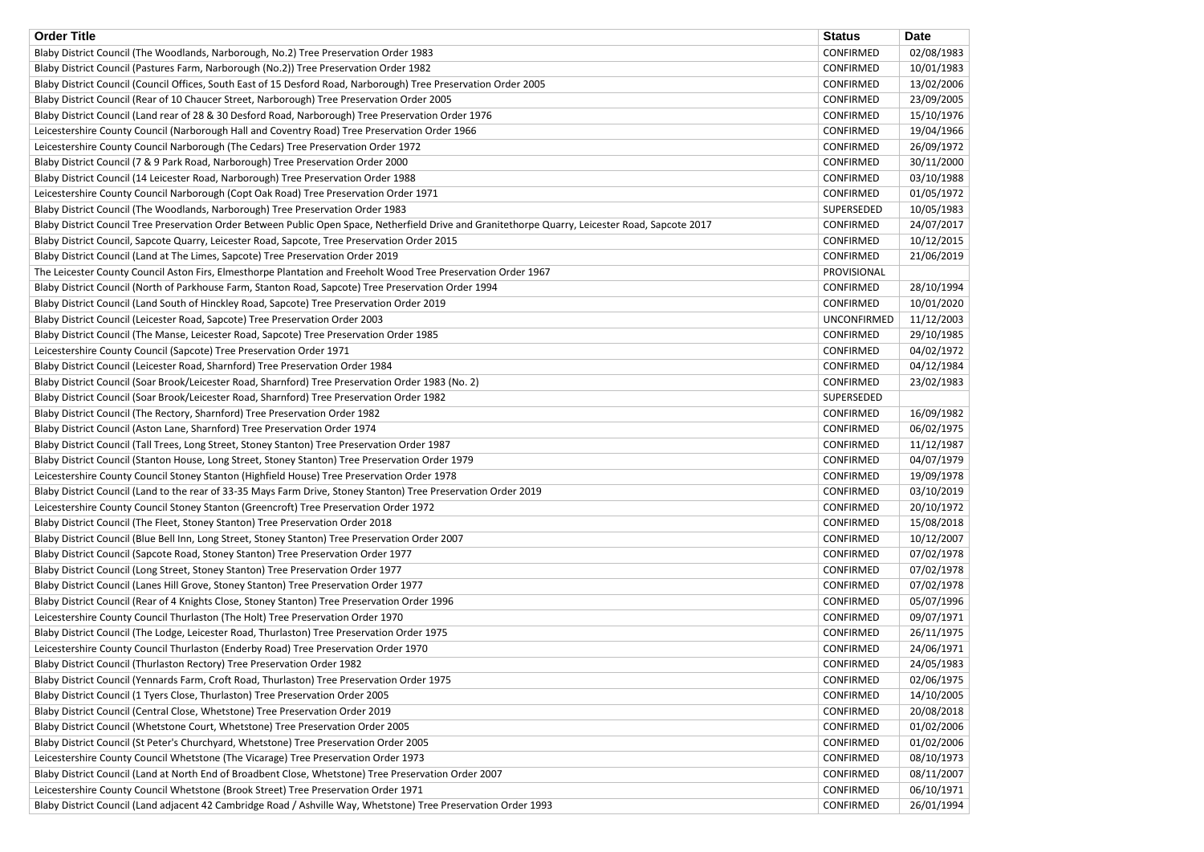| Order Title | Status | Date |
| --- | --- | --- |
| Blaby District Council (The Woodlands, Narborough, No.2) Tree Preservation Order 1983 | CONFIRMED | 02/08/1983 |
| Blaby District Council (Pastures Farm, Narborough (No.2)) Tree Preservation Order 1982 | CONFIRMED | 10/01/1983 |
| Blaby District Council (Council Offices, South East of 15 Desford Road, Narborough) Tree Preservation Order 2005 | CONFIRMED | 13/02/2006 |
| Blaby District Council (Rear of 10 Chaucer Street, Narborough) Tree Preservation Order 2005 | CONFIRMED | 23/09/2005 |
| Blaby District Council (Land rear of 28 & 30 Desford Road, Narborough) Tree Preservation Order 1976 | CONFIRMED | 15/10/1976 |
| Leicestershire County Council (Narborough Hall and Coventry Road) Tree Preservation Order 1966 | CONFIRMED | 19/04/1966 |
| Leicestershire County Council Narborough (The Cedars) Tree Preservation Order 1972 | CONFIRMED | 26/09/1972 |
| Blaby District Council (7 & 9 Park Road, Narborough) Tree Preservation Order 2000 | CONFIRMED | 30/11/2000 |
| Blaby District Council (14 Leicester Road, Narborough) Tree Preservation Order 1988 | CONFIRMED | 03/10/1988 |
| Leicestershire County Council Narborough (Copt Oak Road) Tree Preservation Order 1971 | CONFIRMED | 01/05/1972 |
| Blaby District Council (The Woodlands, Narborough) Tree Preservation Order 1983 | SUPERSEDED | 10/05/1983 |
| Blaby District Council Tree Preservation Order Between Public Open Space, Netherfield Drive and Granitethorpe Quarry, Leicester Road, Sapcote 2017 | CONFIRMED | 24/07/2017 |
| Blaby District Council, Sapcote Quarry, Leicester Road, Sapcote, Tree Preservation Order 2015 | CONFIRMED | 10/12/2015 |
| Blaby District Council (Land at The Limes, Sapcote) Tree Preservation Order 2019 | CONFIRMED | 21/06/2019 |
| The Leicester County Council Aston Firs, Elmesthorpe Plantation and Freeholt Wood Tree Preservation Order 1967 | PROVISIONAL | |
| Blaby District Council (North of Parkhouse Farm, Stanton Road, Sapcote) Tree Preservation Order 1994 | CONFIRMED | 28/10/1994 |
| Blaby District Council (Land South of Hinckley Road, Sapcote) Tree Preservation Order 2019 | CONFIRMED | 10/01/2020 |
| Blaby District Council (Leicester Road, Sapcote) Tree Preservation Order 2003 | UNCONFIRMED | 11/12/2003 |
| Blaby District Council (The Manse, Leicester Road, Sapcote) Tree Preservation Order 1985 | CONFIRMED | 29/10/1985 |
| Leicestershire County Council (Sapcote) Tree Preservation Order 1971 | CONFIRMED | 04/02/1972 |
| Blaby District Council (Leicester Road, Sharnford) Tree Preservation Order 1984 | CONFIRMED | 04/12/1984 |
| Blaby District Council (Soar Brook/Leicester Road, Sharnford) Tree Preservation Order 1983 (No. 2) | CONFIRMED | 23/02/1983 |
| Blaby District Council (Soar Brook/Leicester Road, Sharnford) Tree Preservation Order 1982 | SUPERSEDED | |
| Blaby District Council (The Rectory, Sharnford) Tree Preservation Order 1982 | CONFIRMED | 16/09/1982 |
| Blaby District Council (Aston Lane, Sharnford) Tree Preservation Order 1974 | CONFIRMED | 06/02/1975 |
| Blaby District Council (Tall Trees, Long Street, Stoney Stanton) Tree Preservation Order 1987 | CONFIRMED | 11/12/1987 |
| Blaby District Council (Stanton House, Long Street, Stoney Stanton) Tree Preservation Order 1979 | CONFIRMED | 04/07/1979 |
| Leicestershire County Council Stoney Stanton (Highfield House) Tree Preservation Order 1978 | CONFIRMED | 19/09/1978 |
| Blaby District Council (Land to the rear of 33-35 Mays Farm Drive, Stoney Stanton) Tree Preservation Order 2019 | CONFIRMED | 03/10/2019 |
| Leicestershire County Council Stoney Stanton (Greencroft) Tree Preservation Order 1972 | CONFIRMED | 20/10/1972 |
| Blaby District Council (The Fleet, Stoney Stanton) Tree Preservation Order 2018 | CONFIRMED | 15/08/2018 |
| Blaby District Council (Blue Bell Inn, Long Street, Stoney Stanton) Tree Preservation Order 2007 | CONFIRMED | 10/12/2007 |
| Blaby District Council (Sapcote Road, Stoney Stanton) Tree Preservation Order 1977 | CONFIRMED | 07/02/1978 |
| Blaby District Council (Long Street, Stoney Stanton) Tree Preservation Order 1977 | CONFIRMED | 07/02/1978 |
| Blaby District Council (Lanes Hill Grove, Stoney Stanton) Tree Preservation Order 1977 | CONFIRMED | 07/02/1978 |
| Blaby District Council (Rear of 4 Knights Close, Stoney Stanton) Tree Preservation Order 1996 | CONFIRMED | 05/07/1996 |
| Leicestershire County Council Thurlaston (The Holt) Tree Preservation Order 1970 | CONFIRMED | 09/07/1971 |
| Blaby District Council (The Lodge, Leicester Road, Thurlaston) Tree Preservation Order 1975 | CONFIRMED | 26/11/1975 |
| Leicestershire County Council Thurlaston (Enderby Road) Tree Preservation Order 1970 | CONFIRMED | 24/06/1971 |
| Blaby District Council (Thurlaston Rectory) Tree Preservation Order 1982 | CONFIRMED | 24/05/1983 |
| Blaby District Council (Yennards Farm, Croft Road, Thurlaston) Tree Preservation Order 1975 | CONFIRMED | 02/06/1975 |
| Blaby District Council (1 Tyers Close, Thurlaston) Tree Preservation Order 2005 | CONFIRMED | 14/10/2005 |
| Blaby District Council (Central Close, Whetstone) Tree Preservation Order 2019 | CONFIRMED | 20/08/2018 |
| Blaby District Council (Whetstone Court, Whetstone) Tree Preservation Order 2005 | CONFIRMED | 01/02/2006 |
| Blaby District Council (St Peter's Churchyard, Whetstone) Tree Preservation Order 2005 | CONFIRMED | 01/02/2006 |
| Leicestershire County Council Whetstone (The Vicarage) Tree Preservation Order 1973 | CONFIRMED | 08/10/1973 |
| Blaby District Council (Land at North End of Broadbent Close, Whetstone) Tree Preservation Order 2007 | CONFIRMED | 08/11/2007 |
| Leicestershire County Council Whetstone (Brook Street) Tree Preservation Order 1971 | CONFIRMED | 06/10/1971 |
| Blaby District Council (Land adjacent 42 Cambridge Road / Ashville Way, Whetstone) Tree Preservation Order 1993 | CONFIRMED | 26/01/1994 |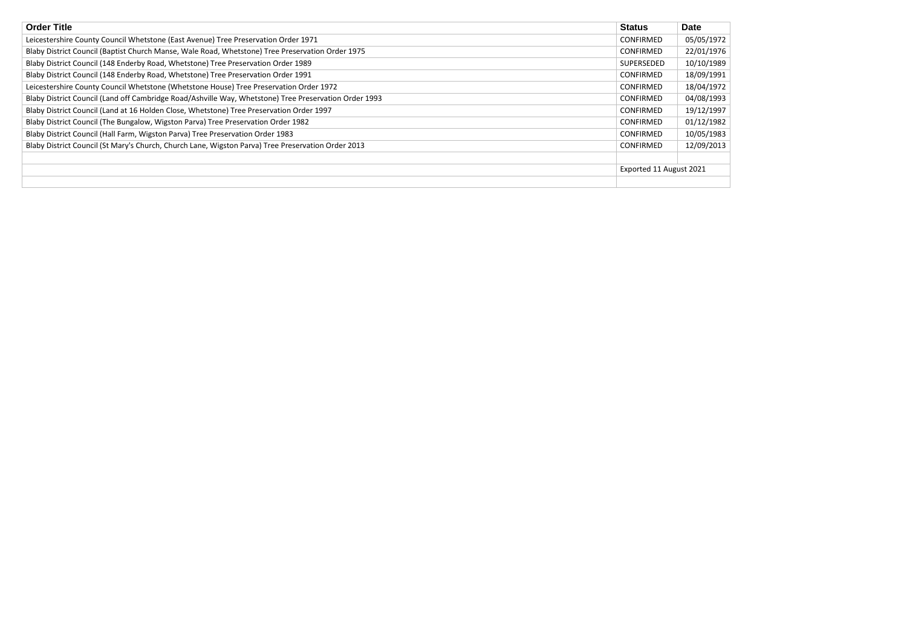| Order Title | Status | Date |
|---|---|---|
| Leicestershire County Council Whetstone (East Avenue) Tree Preservation Order 1971 | CONFIRMED | 05/05/1972 |
| Blaby District Council (Baptist Church Manse, Wale Road, Whetstone) Tree Preservation Order 1975 | CONFIRMED | 22/01/1976 |
| Blaby District Council (148 Enderby Road, Whetstone) Tree Preservation Order 1989 | SUPERSEDED | 10/10/1989 |
| Blaby District Council (148 Enderby Road, Whetstone) Tree Preservation Order 1991 | CONFIRMED | 18/09/1991 |
| Leicestershire County Council Whetstone (Whetstone House) Tree Preservation Order 1972 | CONFIRMED | 18/04/1972 |
| Blaby District Council (Land off Cambridge Road/Ashville Way, Whetstone) Tree Preservation Order 1993 | CONFIRMED | 04/08/1993 |
| Blaby District Council (Land at 16 Holden Close, Whetstone) Tree Preservation Order 1997 | CONFIRMED | 19/12/1997 |
| Blaby District Council (The Bungalow, Wigston Parva) Tree Preservation Order 1982 | CONFIRMED | 01/12/1982 |
| Blaby District Council (Hall Farm, Wigston Parva) Tree Preservation Order 1983 | CONFIRMED | 10/05/1983 |
| Blaby District Council (St Mary's Church, Church Lane, Wigston Parva) Tree Preservation Order 2013 | CONFIRMED | 12/09/2013 |
| | | |
| | Exported 11 August 2021 | |
| | | |